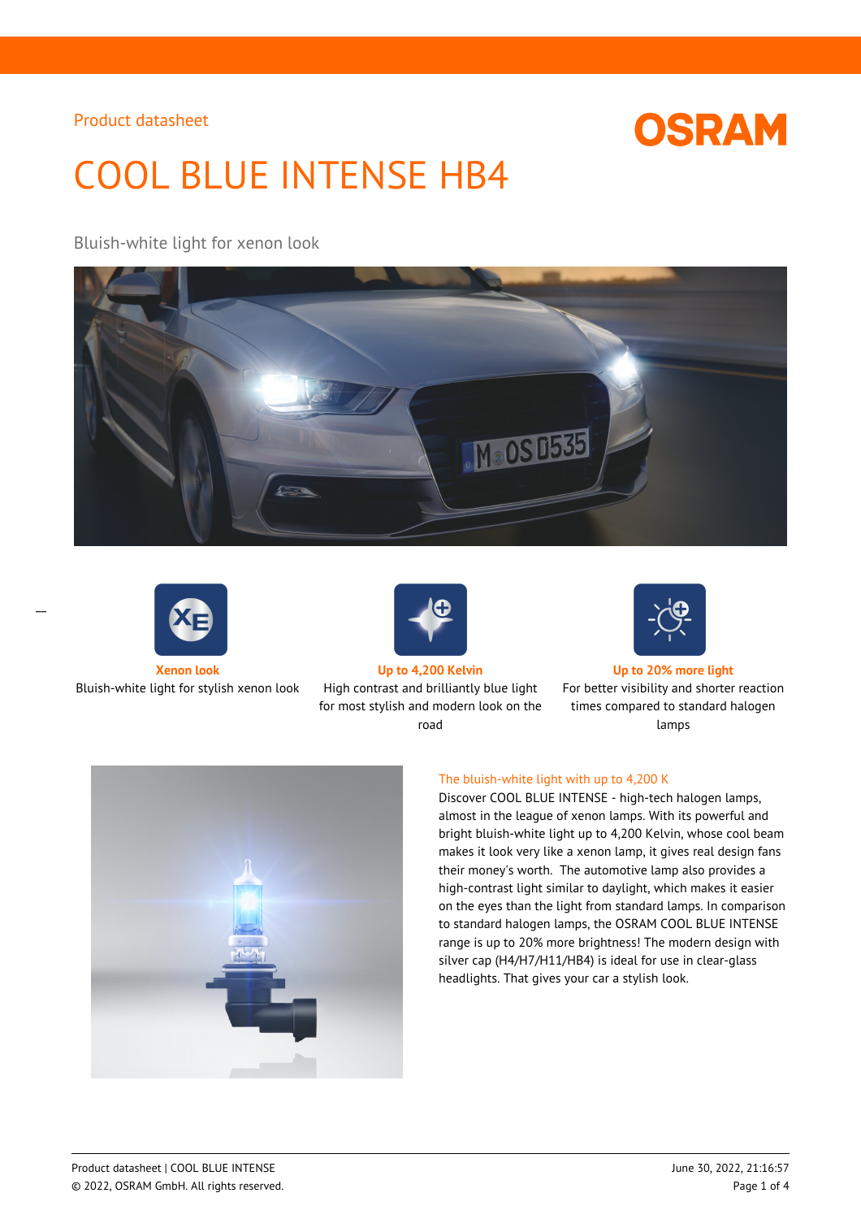Product datasheet

OSRAM

# COOL BLUE INTENSE HB4

Bluish-white light for xenon look

**Xenon look**
Bluish-white light for stylish xenon look

**Up to 4,200 Kelvin**
High contrast and brilliantly blue light for most stylish and modern look on the road

**Up to 20% more light**
For better visibility and shorter reaction times compared to standard halogen lamps

## The bluish-white light with up to 4,200 K

Discover COOL BLUE INTENSE - high-tech halogen lamps, almost in the league of xenon lamps. With its powerful and bright bluish-white light up to 4,200 Kelvin, whose cool beam makes it look very like a xenon lamp, it gives real design fans their money's worth. The automotive lamp also provides a high-contrast light similar to daylight, which makes it easier on the eyes than the light from standard lamps. In comparison to standard halogen lamps, the OSRAM COOL BLUE INTENSE range is up to 20% more brightness! The modern design with silver cap (H4/H7/H11/HB4) is ideal for use in clear-glass headlights. That gives your car a stylish look.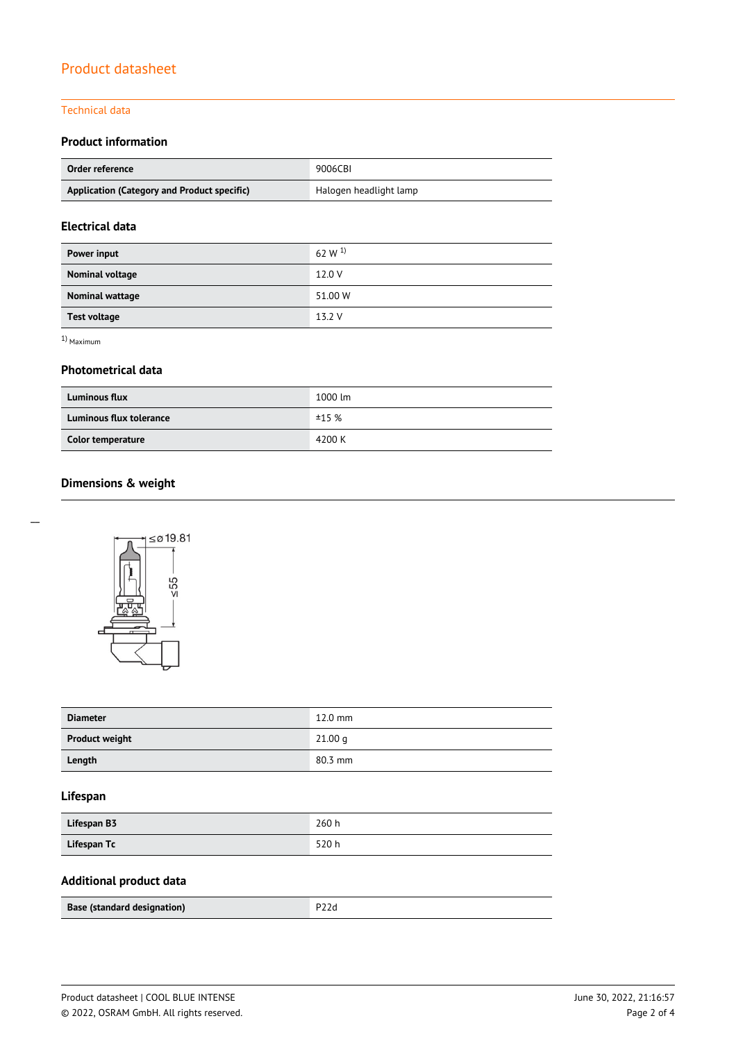# Product datasheet

## Technical data

### Product information

| Order reference | 9006CBI |
|---|---|
| Application (Category and Product specific) | Halogen headlight lamp |

### Electrical data

| Power input | 62 W [1] |
|---|---|
| Nominal voltage | 12.0 V |
| Nominal wattage | 51.00 W |
| Test voltage | 13.2 V |

[1] Maximum

### Photometrical data

| Luminous flux | 1000 lm |
|---|---|
| Luminous flux tolerance | ±15 % |
| Color temperature | 4200 K |

### Dimensions & weight

| Diameter | 12.0 mm |
|---|---|
| Product weight | 21.00 g |
| Length | 80.3 mm |

### Lifespan

| Lifespan B3 | 260 h |
|---|---|
| Lifespan Tc | 520 h |

### Additional product data

| Base (standard designation) | P22d |
|---|---|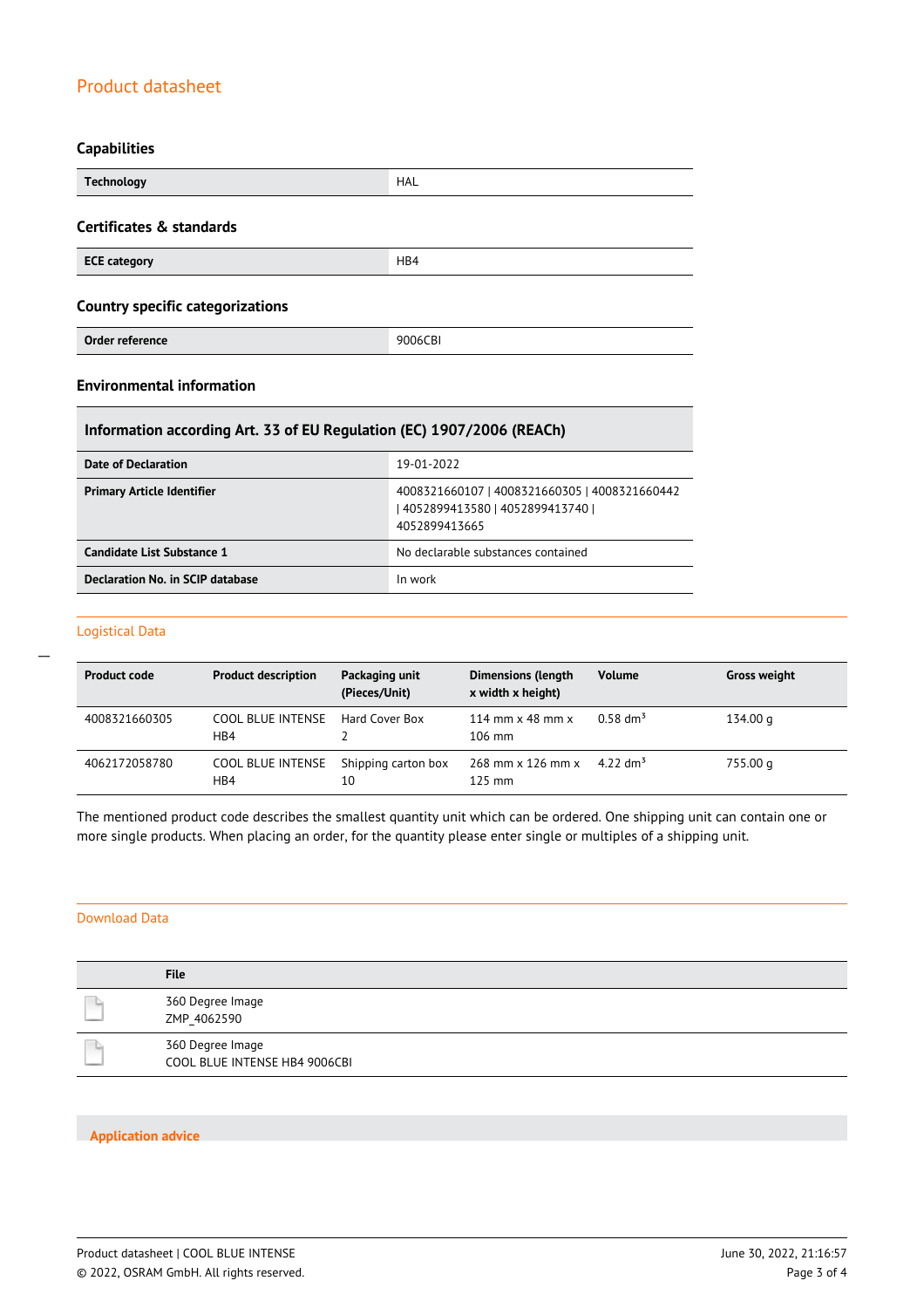## Capabilities

| Technology | HAL |
|---|---|

## Certificates & standards

| ECE category | HB4 |
|---|---|

## Country specific categorizations

| Order reference | 9006CBI |
|---|---|

## Environmental information

| Information according Art. 33 of EU Regulation (EC) 1907/2006 (REACh) | |
|---|---|
| Date of Declaration | 19-01-2022 |
| Primary Article Identifier | 4008321660107 \| 4008321660305 \| 4008321660442 \| 4052899413580 \| 4052899413740 \| 4052899413665 |
| Candidate List Substance 1 | No declarable substances contained |
| Declaration No. in SCIP database | In work |

## Logistical Data

| Product code | Product description | Packaging unit (Pieces/Unit) | Dimensions (length x width x height) | Volume | Gross weight |
|---|---|---|---|---|---|
| 4008321660305 | COOL BLUE INTENSE HB4 | Hard Cover Box 2 | 114 mm x 48 mm x 106 mm | 0.58 $dm^3$ | 134.00 g |
| 4062172058780 | COOL BLUE INTENSE HB4 | Shipping carton box 10 | 268 mm x 126 mm x 125 mm | 4.22 $dm^3$ | 755.00 g |

The mentioned product code describes the smallest quantity unit which can be ordered. One shipping unit can contain one or more single products. When placing an order, for the quantity please enter single or multiples of a shipping unit.

## Download Data

| | File |
|---|---|
| | 360 Degree Image ZMP_4062590 |
| | 360 Degree Image COOL BLUE INTENSE HB4 9006CBI |

## Application advice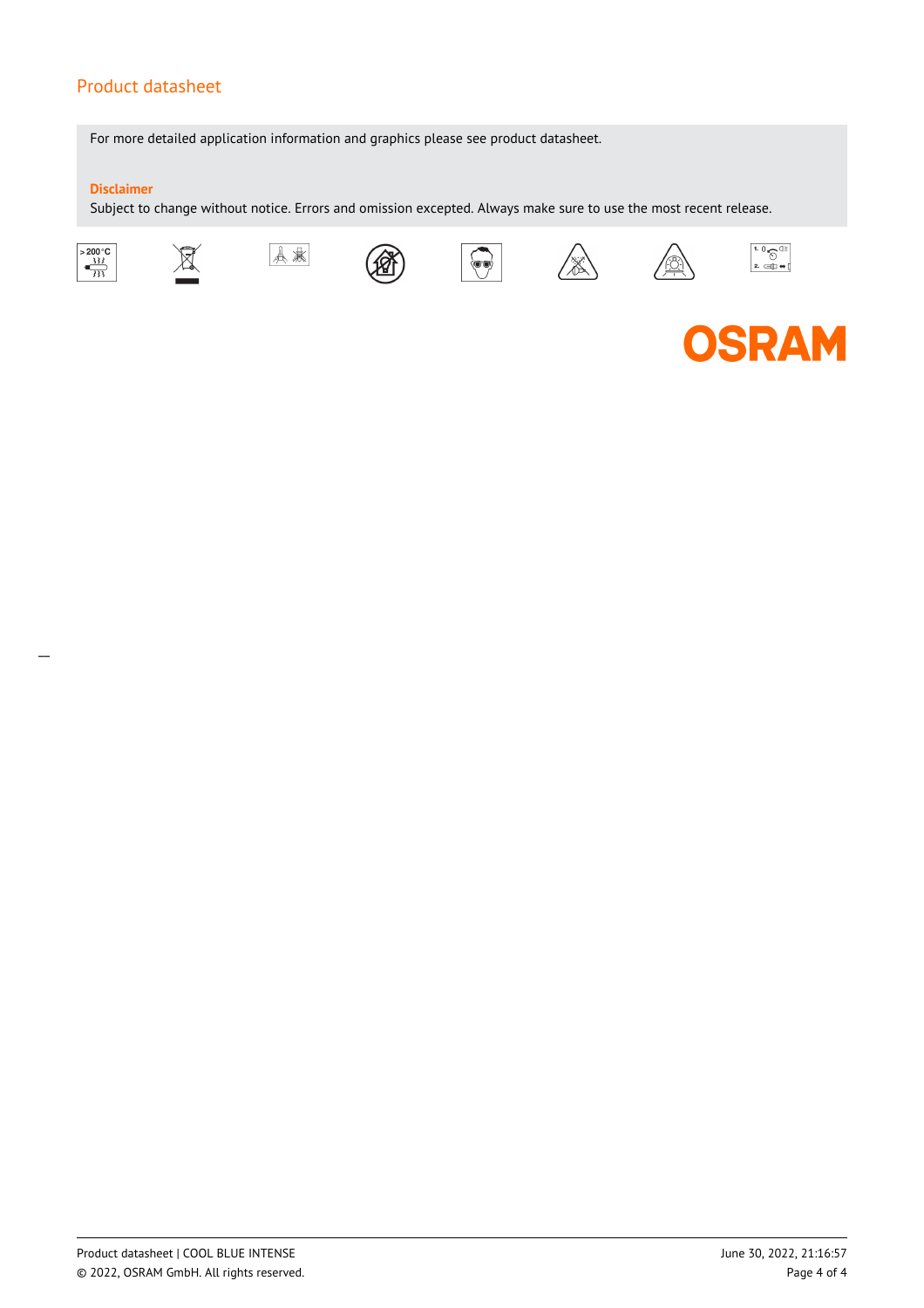For more detailed application information and graphics please see product datasheet.

**Disclaimer**

Subject to change without notice. Errors and omission excepted. Always make sure to use the most recent release.